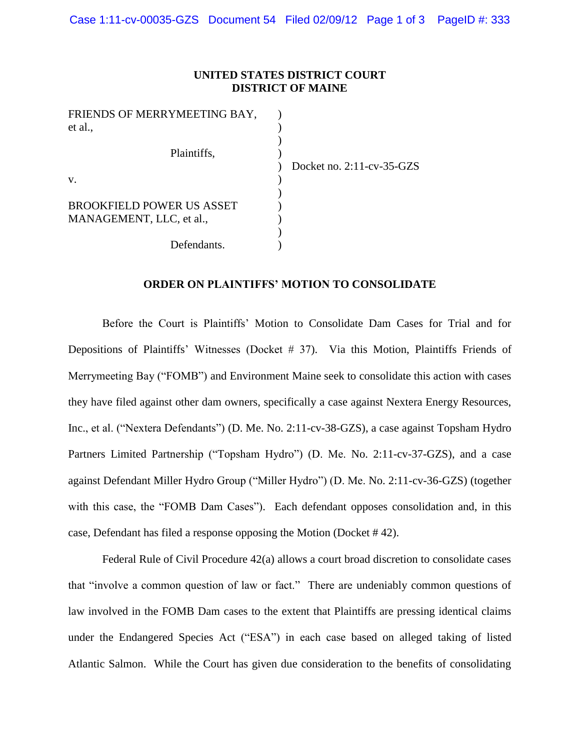**UNITED STATES DISTRICT COURT**
**DISTRICT OF MAINE**

FRIENDS OF MERRYMEETING BAY, et al.,

Plaintiffs,

v.

BROOKFIELD POWER US ASSET MANAGEMENT, LLC, et al.,

Defendants.

Docket no. 2:11-cv-35-GZS

**ORDER ON PLAINTIFFS' MOTION TO CONSOLIDATE**

Before the Court is Plaintiffs' Motion to Consolidate Dam Cases for Trial and for Depositions of Plaintiffs' Witnesses (Docket # 37). Via this Motion, Plaintiffs Friends of Merrymeeting Bay ("FOMB") and Environment Maine seek to consolidate this action with cases they have filed against other dam owners, specifically a case against Nextera Energy Resources, Inc., et al. ("Nextera Defendants") (D. Me. No. 2:11-cv-38-GZS), a case against Topsham Hydro Partners Limited Partnership ("Topsham Hydro") (D. Me. No. 2:11-cv-37-GZS), and a case against Defendant Miller Hydro Group ("Miller Hydro") (D. Me. No. 2:11-cv-36-GZS) (together with this case, the "FOMB Dam Cases"). Each defendant opposes consolidation and, in this case, Defendant has filed a response opposing the Motion (Docket # 42).

Federal Rule of Civil Procedure 42(a) allows a court broad discretion to consolidate cases that "involve a common question of law or fact." There are undeniably common questions of law involved in the FOMB Dam cases to the extent that Plaintiffs are pressing identical claims under the Endangered Species Act ("ESA") in each case based on alleged taking of listed Atlantic Salmon. While the Court has given due consideration to the benefits of consolidating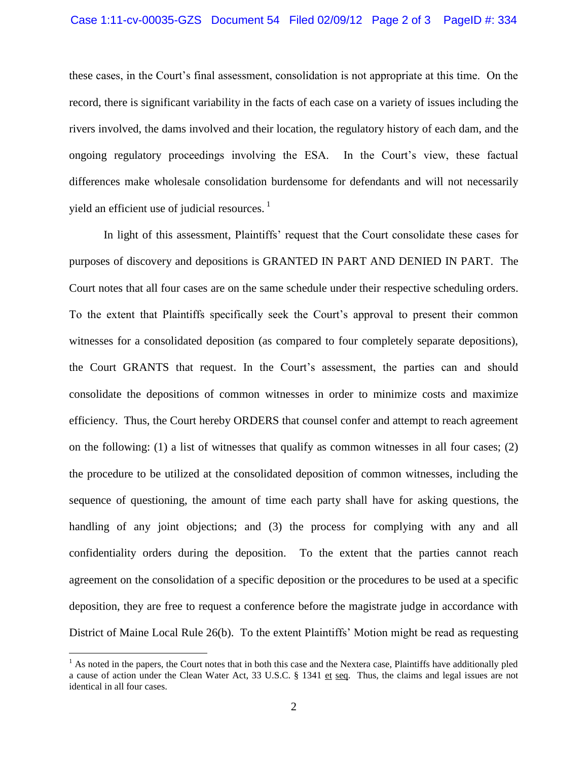these cases, in the Court's final assessment, consolidation is not appropriate at this time. On the record, there is significant variability in the facts of each case on a variety of issues including the rivers involved, the dams involved and their location, the regulatory history of each dam, and the ongoing regulatory proceedings involving the ESA. In the Court's view, these factual differences make wholesale consolidation burdensome for defendants and will not necessarily yield an efficient use of judicial resources. [1]

In light of this assessment, Plaintiffs' request that the Court consolidate these cases for purposes of discovery and depositions is GRANTED IN PART AND DENIED IN PART. The Court notes that all four cases are on the same schedule under their respective scheduling orders. To the extent that Plaintiffs specifically seek the Court's approval to present their common witnesses for a consolidated deposition (as compared to four completely separate depositions), the Court GRANTS that request. In the Court's assessment, the parties can and should consolidate the depositions of common witnesses in order to minimize costs and maximize efficiency. Thus, the Court hereby ORDERS that counsel confer and attempt to reach agreement on the following: (1) a list of witnesses that qualify as common witnesses in all four cases; (2) the procedure to be utilized at the consolidated deposition of common witnesses, including the sequence of questioning, the amount of time each party shall have for asking questions, the handling of any joint objections; and (3) the process for complying with any and all confidentiality orders during the deposition. To the extent that the parties cannot reach agreement on the consolidation of a specific deposition or the procedures to be used at a specific deposition, they are free to request a conference before the magistrate judge in accordance with District of Maine Local Rule 26(b). To the extent Plaintiffs' Motion might be read as requesting

---

[1] As noted in the papers, the Court notes that in both this case and the Nextera case, Plaintiffs have additionally pled a cause of action under the Clean Water Act, 33 U.S.C. § 1341 et seq. Thus, the claims and legal issues are not identical in all four cases.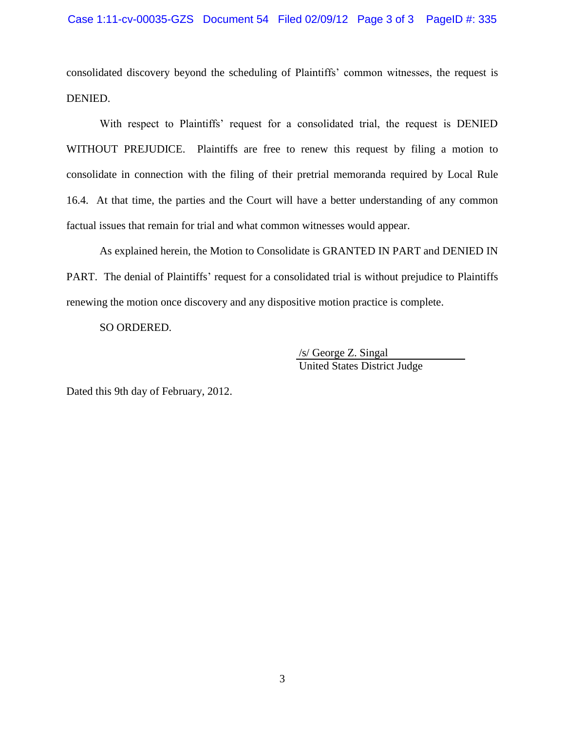consolidated discovery beyond the scheduling of Plaintiffs' common witnesses, the request is DENIED.

With respect to Plaintiffs' request for a consolidated trial, the request is DENIED WITHOUT PREJUDICE. Plaintiffs are free to renew this request by filing a motion to consolidate in connection with the filing of their pretrial memoranda required by Local Rule 16.4. At that time, the parties and the Court will have a better understanding of any common factual issues that remain for trial and what common witnesses would appear.

As explained herein, the Motion to Consolidate is GRANTED IN PART and DENIED IN PART. The denial of Plaintiffs' request for a consolidated trial is without prejudice to Plaintiffs renewing the motion once discovery and any dispositive motion practice is complete.

SO ORDERED.

/s/ George Z. Singal
United States District Judge

Dated this 9th day of February, 2012.